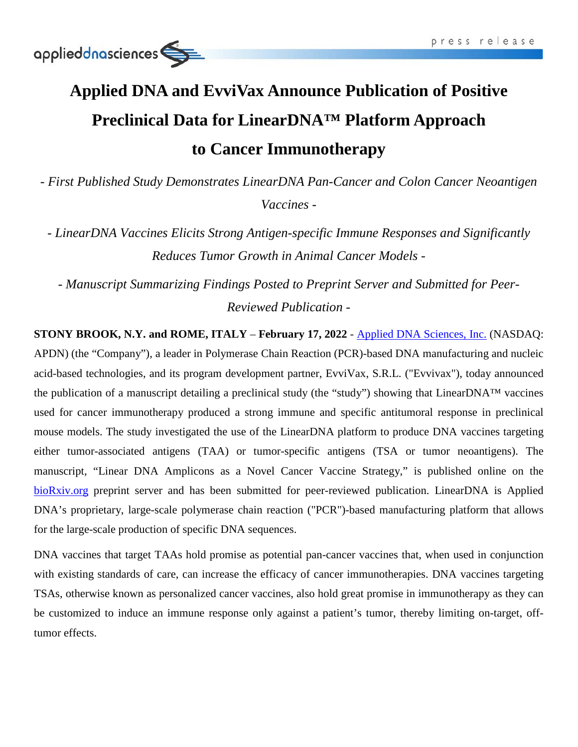# Applied DNA and EvviVax Announce Publication of Positive Preclinical Data for LinearDNA™ Platform Approach to Cancer Immunotherapy

*- First Published Study Demonstrates LinearDNA Pan-Cancer and Colon Cancer Neoantigen Vaccines -*

*- LinearDNA Vaccines Elicits Strong Antigen-specific Immune Responses and Significantly Reduces Tumor Growth in Animal Cancer Models -*

*- Manuscript Summarizing Findings Posted to Preprint Server and Submitted for Peer-Reviewed Publication -*

**STONY BROOK, N.Y. and ROME, ITALY – February 17, 2022** - Applied DNA Sciences, Inc. (NASDAQ: APDN) (the "Company"), a leader in Polymerase Chain Reaction (PCR)-based DNA manufacturing and nucleic acid-based technologies, and its program development partner, EvviVax, S.R.L. ("Evvivax"), today announced the publication of a manuscript detailing a preclinical study (the "study") showing that LinearDNA™ vaccines used for cancer immunotherapy produced a strong immune and specific antitumoral response in preclinical mouse models. The study investigated the use of the LinearDNA platform to produce DNA vaccines targeting either tumor-associated antigens (TAA) or tumor-specific antigens (TSA or tumor neoantigens). The manuscript, "Linear DNA Amplicons as a Novel Cancer Vaccine Strategy," is published online on the bioRxiv.org preprint server and has been submitted for peer-reviewed publication. LinearDNA is Applied DNA's proprietary, large-scale polymerase chain reaction ("PCR")-based manufacturing platform that allows for the large-scale production of specific DNA sequences.

DNA vaccines that target TAAs hold promise as potential pan-cancer vaccines that, when used in conjunction with existing standards of care, can increase the efficacy of cancer immunotherapies. DNA vaccines targeting TSAs, otherwise known as personalized cancer vaccines, also hold great promise in immunotherapy as they can be customized to induce an immune response only against a patient's tumor, thereby limiting on-target, off-tumor effects.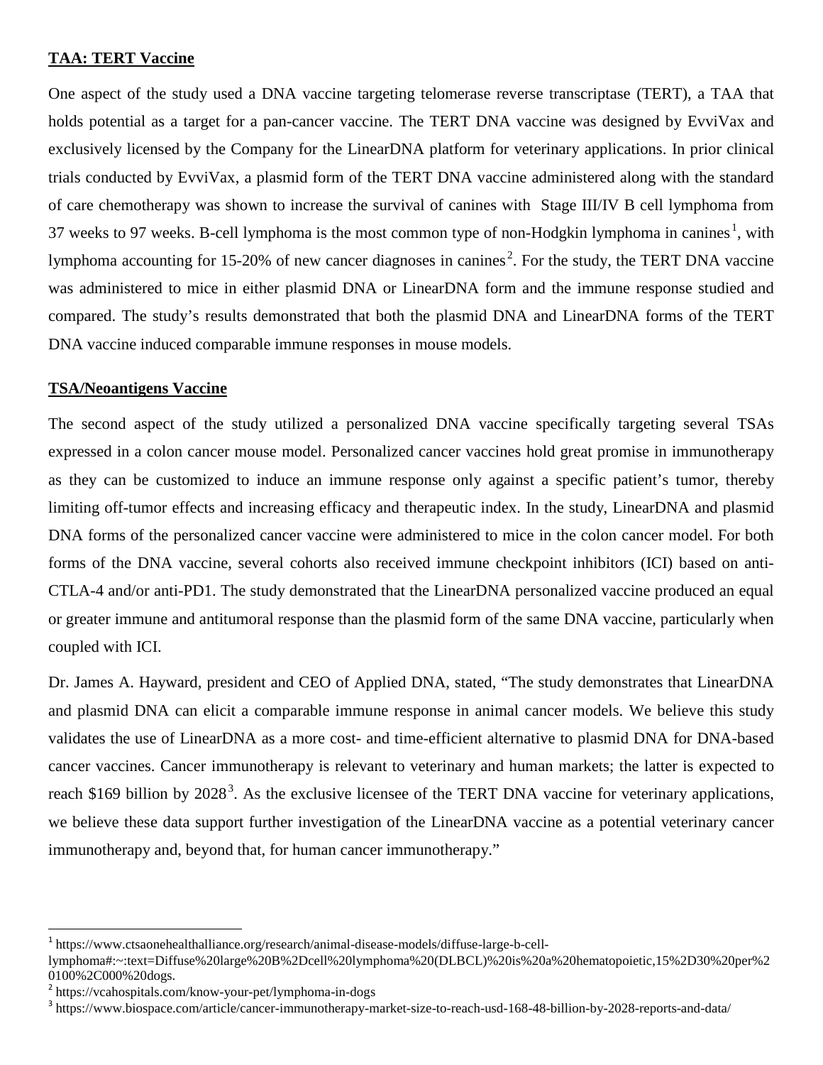**TAA: TERT Vaccine**

One aspect of the study used a DNA vaccine targeting telomerase reverse transcriptase (TERT), a TAA that holds potential as a target for a pan-cancer vaccine. The TERT DNA vaccine was designed by EvviVax and exclusively licensed by the Company for the LinearDNA platform for veterinary applications. In prior clinical trials conducted by EvviVax, a plasmid form of the TERT DNA vaccine administered along with the standard of care chemotherapy was shown to increase the survival of canines with Stage III/IV B cell lymphoma from 37 weeks to 97 weeks. B-cell lymphoma is the most common type of non-Hodgkin lymphoma in canines[1], with lymphoma accounting for 15-20% of new cancer diagnoses in canines[2]. For the study, the TERT DNA vaccine was administered to mice in either plasmid DNA or LinearDNA form and the immune response studied and compared. The study's results demonstrated that both the plasmid DNA and LinearDNA forms of the TERT DNA vaccine induced comparable immune responses in mouse models.

**TSA/Neoantigens Vaccine**

The second aspect of the study utilized a personalized DNA vaccine specifically targeting several TSAs expressed in a colon cancer mouse model. Personalized cancer vaccines hold great promise in immunotherapy as they can be customized to induce an immune response only against a specific patient's tumor, thereby limiting off-tumor effects and increasing efficacy and therapeutic index. In the study, LinearDNA and plasmid DNA forms of the personalized cancer vaccine were administered to mice in the colon cancer model. For both forms of the DNA vaccine, several cohorts also received immune checkpoint inhibitors (ICI) based on anti-CTLA-4 and/or anti-PD1. The study demonstrated that the LinearDNA personalized vaccine produced an equal or greater immune and antitumoral response than the plasmid form of the same DNA vaccine, particularly when coupled with ICI.

Dr. James A. Hayward, president and CEO of Applied DNA, stated, "The study demonstrates that LinearDNA and plasmid DNA can elicit a comparable immune response in animal cancer models. We believe this study validates the use of LinearDNA as a more cost- and time-efficient alternative to plasmid DNA for DNA-based cancer vaccines. Cancer immunotherapy is relevant to veterinary and human markets; the latter is expected to reach $169 billion by 2028[3]. As the exclusive licensee of the TERT DNA vaccine for veterinary applications, we believe these data support further investigation of the LinearDNA vaccine as a potential veterinary cancer immunotherapy and, beyond that, for human cancer immunotherapy."

---

[1] https://www.ctsaonehealthalliance.org/research/animal-disease-models/diffuse-large-b-cell-lymphoma#:~:text=Diffuse%20large%20B%2Dcell%20lymphoma%20(DLBCL)%20is%20a%20hematopoietic,15%2D30%20per%20100%2C000%20dogs.

[2] https://vcahospitals.com/know-your-pet/lymphoma-in-dogs

[3] https://www.biospace.com/article/cancer-immunotherapy-market-size-to-reach-usd-168-48-billion-by-2028-reports-and-data/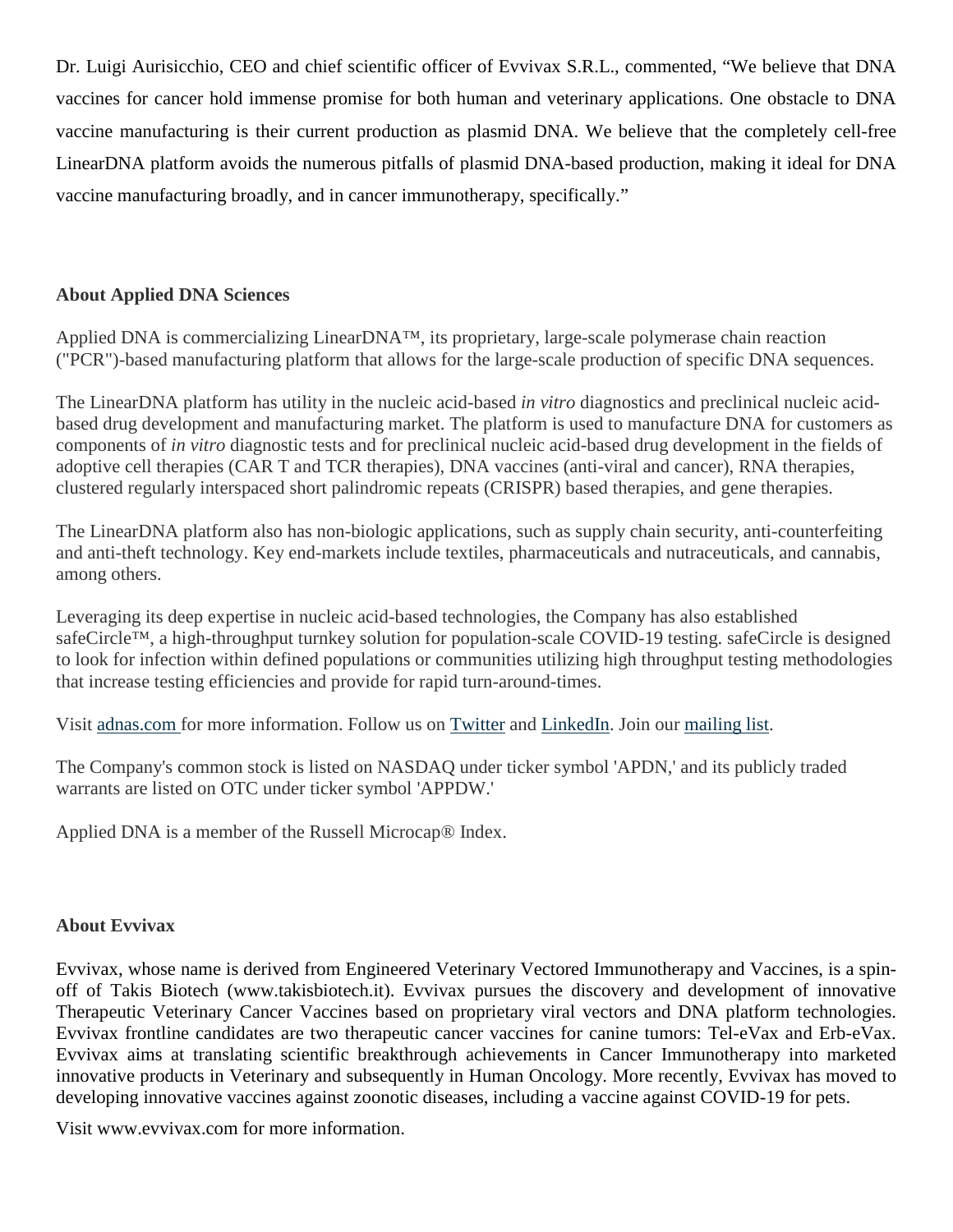Dr. Luigi Aurisicchio, CEO and chief scientific officer of Evvivax S.R.L., commented, "We believe that DNA vaccines for cancer hold immense promise for both human and veterinary applications. One obstacle to DNA vaccine manufacturing is their current production as plasmid DNA. We believe that the completely cell-free LinearDNA platform avoids the numerous pitfalls of plasmid DNA-based production, making it ideal for DNA vaccine manufacturing broadly, and in cancer immunotherapy, specifically."

**About Applied DNA Sciences**

Applied DNA is commercializing LinearDNA™, its proprietary, large-scale polymerase chain reaction ("PCR")-based manufacturing platform that allows for the large-scale production of specific DNA sequences.

The LinearDNA platform has utility in the nucleic acid-based *in vitro* diagnostics and preclinical nucleic acid-based drug development and manufacturing market. The platform is used to manufacture DNA for customers as components of *in vitro* diagnostic tests and for preclinical nucleic acid-based drug development in the fields of adoptive cell therapies (CAR T and TCR therapies), DNA vaccines (anti-viral and cancer), RNA therapies, clustered regularly interspaced short palindromic repeats (CRISPR) based therapies, and gene therapies.

The LinearDNA platform also has non-biologic applications, such as supply chain security, anti-counterfeiting and anti-theft technology. Key end-markets include textiles, pharmaceuticals and nutraceuticals, and cannabis, among others.

Leveraging its deep expertise in nucleic acid-based technologies, the Company has also established safeCircle™, a high-throughput turnkey solution for population-scale COVID-19 testing. safeCircle is designed to look for infection within defined populations or communities utilizing high throughput testing methodologies that increase testing efficiencies and provide for rapid turn-around-times.

Visit adnas.com for more information. Follow us on Twitter and LinkedIn. Join our mailing list.

The Company's common stock is listed on NASDAQ under ticker symbol 'APDN,' and its publicly traded warrants are listed on OTC under ticker symbol 'APPDW.'

Applied DNA is a member of the Russell Microcap® Index.

**About Evvivax**

Evvivax, whose name is derived from Engineered Veterinary Vectored Immunotherapy and Vaccines, is a spin-off of Takis Biotech (www.takisbiotech.it). Evvivax pursues the discovery and development of innovative Therapeutic Veterinary Cancer Vaccines based on proprietary viral vectors and DNA platform technologies. Evvivax frontline candidates are two therapeutic cancer vaccines for canine tumors: Tel-eVax and Erb-eVax. Evvivax aims at translating scientific breakthrough achievements in Cancer Immunotherapy into marketed innovative products in Veterinary and subsequently in Human Oncology. More recently, Evvivax has moved to developing innovative vaccines against zoonotic diseases, including a vaccine against COVID-19 for pets.

Visit www.evvivax.com for more information.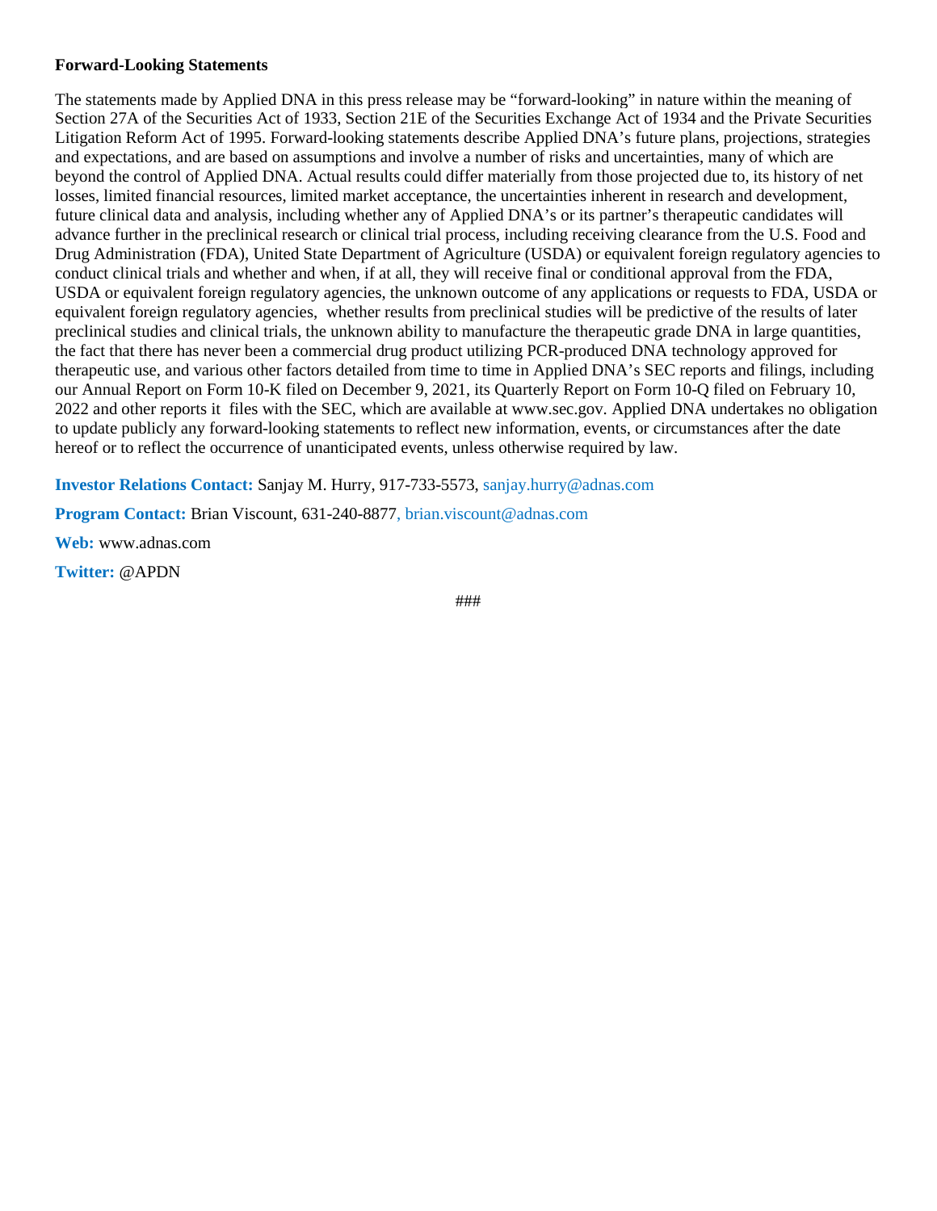**Forward-Looking Statements**

The statements made by Applied DNA in this press release may be "forward-looking" in nature within the meaning of Section 27A of the Securities Act of 1933, Section 21E of the Securities Exchange Act of 1934 and the Private Securities Litigation Reform Act of 1995. Forward-looking statements describe Applied DNA's future plans, projections, strategies and expectations, and are based on assumptions and involve a number of risks and uncertainties, many of which are beyond the control of Applied DNA. Actual results could differ materially from those projected due to, its history of net losses, limited financial resources, limited market acceptance, the uncertainties inherent in research and development, future clinical data and analysis, including whether any of Applied DNA's or its partner's therapeutic candidates will advance further in the preclinical research or clinical trial process, including receiving clearance from the U.S. Food and Drug Administration (FDA), United State Department of Agriculture (USDA) or equivalent foreign regulatory agencies to conduct clinical trials and whether and when, if at all, they will receive final or conditional approval from the FDA, USDA or equivalent foreign regulatory agencies, the unknown outcome of any applications or requests to FDA, USDA or equivalent foreign regulatory agencies, whether results from preclinical studies will be predictive of the results of later preclinical studies and clinical trials, the unknown ability to manufacture the therapeutic grade DNA in large quantities, the fact that there has never been a commercial drug product utilizing PCR-produced DNA technology approved for therapeutic use, and various other factors detailed from time to time in Applied DNA's SEC reports and filings, including our Annual Report on Form 10-K filed on December 9, 2021, its Quarterly Report on Form 10-Q filed on February 10, 2022 and other reports it files with the SEC, which are available at www.sec.gov. Applied DNA undertakes no obligation to update publicly any forward-looking statements to reflect new information, events, or circumstances after the date hereof or to reflect the occurrence of unanticipated events, unless otherwise required by law.

**Investor Relations Contact:** Sanjay M. Hurry, 917-733-5573, sanjay.hurry@adnas.com

**Program Contact:** Brian Viscount, 631-240-8877, brian.viscount@adnas.com

**Web:** www.adnas.com

**Twitter:** @APDN

###